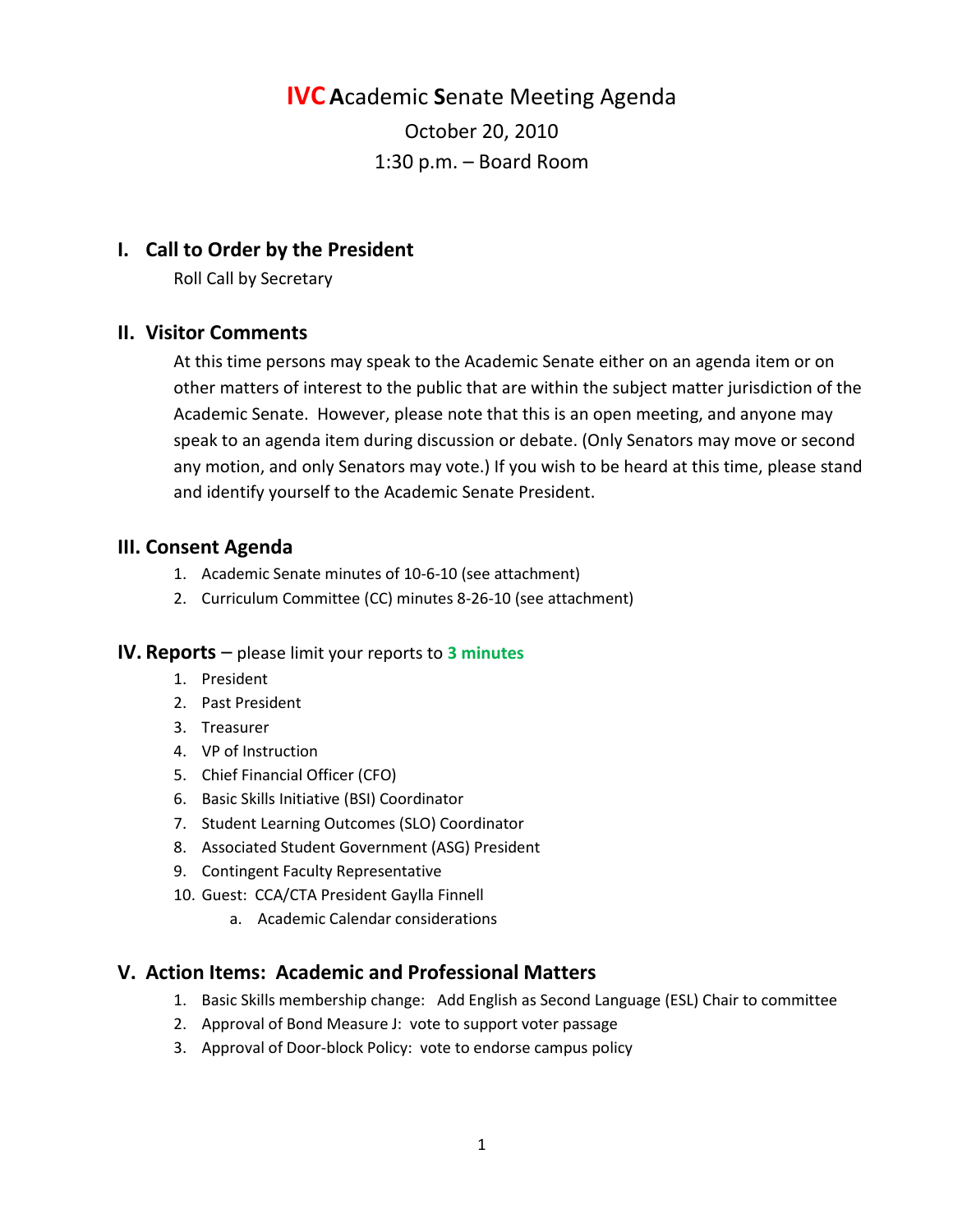# **IVC A**cademic **S**enate Meeting Agenda

October 20, 2010

1:30 p.m. – Board Room

## I. Call to Order by the President

Roll Call by Secretary

## II. Visitor Comments

At this time persons may speak to the Academic Senate either on an agenda item or on other matters of interest to the public that are within the subject matter jurisdiction of the Academic Senate. However, please note that this is an open meeting, and anyone may speak to an agenda item during discussion or debate. (Only Senators may move or second any motion, and only Senators may vote.) If you wish to be heard at this time, please stand and identify yourself to the Academic Senate President.

## III. Consent Agenda

1. Academic Senate minutes of 10-6-10 (see attachment)
2. Curriculum Committee (CC) minutes 8-26-10 (see attachment)

## IV. Reports – please limit your reports to **3 minutes**

1. President
2. Past President
3. Treasurer
4. VP of Instruction
5. Chief Financial Officer (CFO)
6. Basic Skills Initiative (BSI) Coordinator
7. Student Learning Outcomes (SLO) Coordinator
8. Associated Student Government (ASG) President
9. Contingent Faculty Representative
10. Guest: CCA/CTA President Gaylla Finnell
    a. Academic Calendar considerations

## V. Action Items: Academic and Professional Matters

1. Basic Skills membership change: Add English as Second Language (ESL) Chair to committee
2. Approval of Bond Measure J: vote to support voter passage
3. Approval of Door-block Policy: vote to endorse campus policy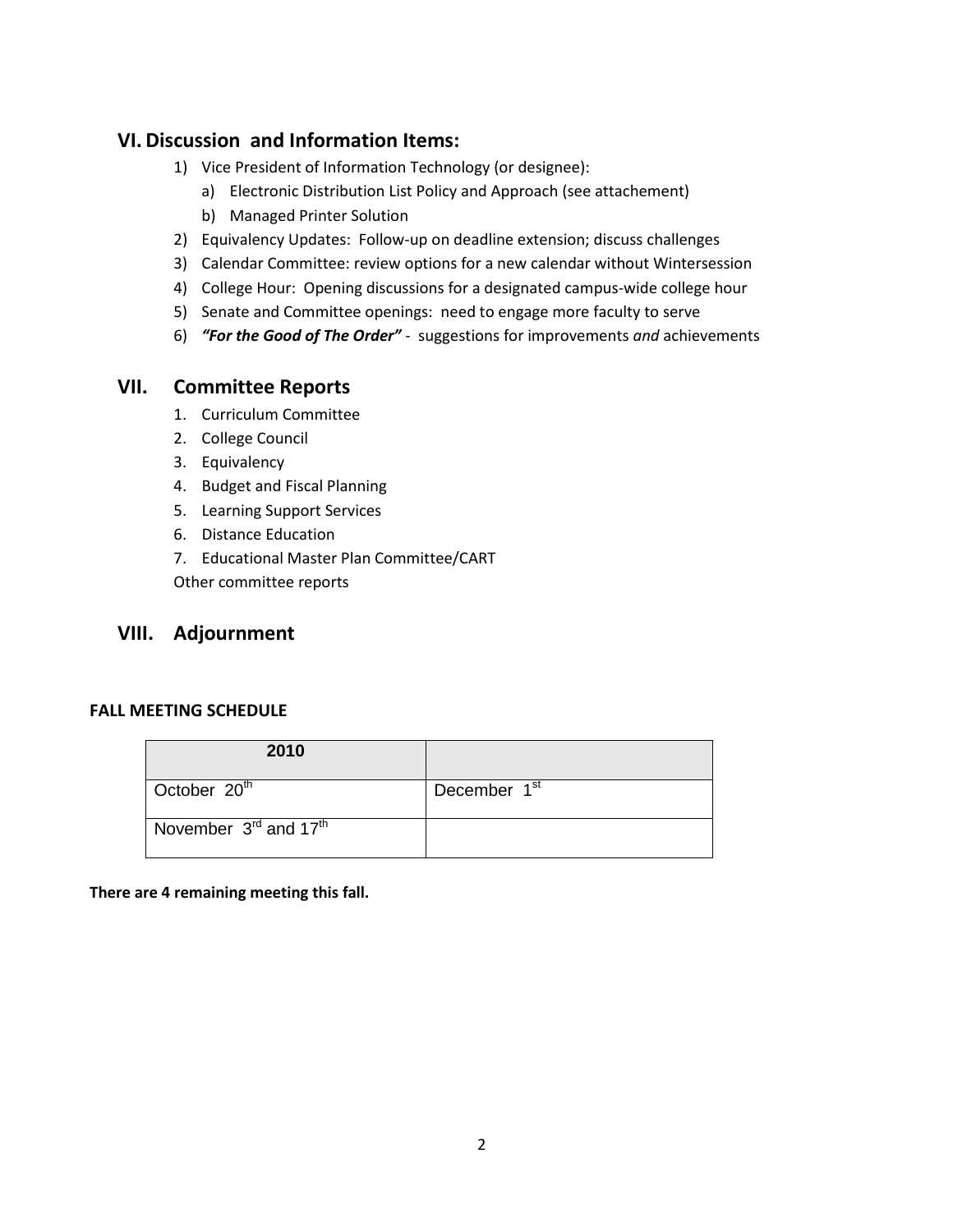## VI. Discussion and Information Items:

1) Vice President of Information Technology (or designee):
   a) Electronic Distribution List Policy and Approach (see attachement)
   b) Managed Printer Solution
2) Equivalency Updates: Follow-up on deadline extension; discuss challenges
3) Calendar Committee: review options for a new calendar without Wintersession
4) College Hour: Opening discussions for a designated campus-wide college hour
5) Senate and Committee openings: need to engage more faculty to serve
6) ***"For the Good of The Order"*** - suggestions for improvements *and* achievements

## VII. Committee Reports

1. Curriculum Committee
2. College Council
3. Equivalency
4. Budget and Fiscal Planning
5. Learning Support Services
6. Distance Education
7. Educational Master Plan Committee/CART

Other committee reports

## VIII. Adjournment

**FALL MEETING SCHEDULE**

| 2010 | |
|---|---|
| October 20th | December 1st |
| November 3rd and 17th | |

**There are 4 remaining meeting this fall.**